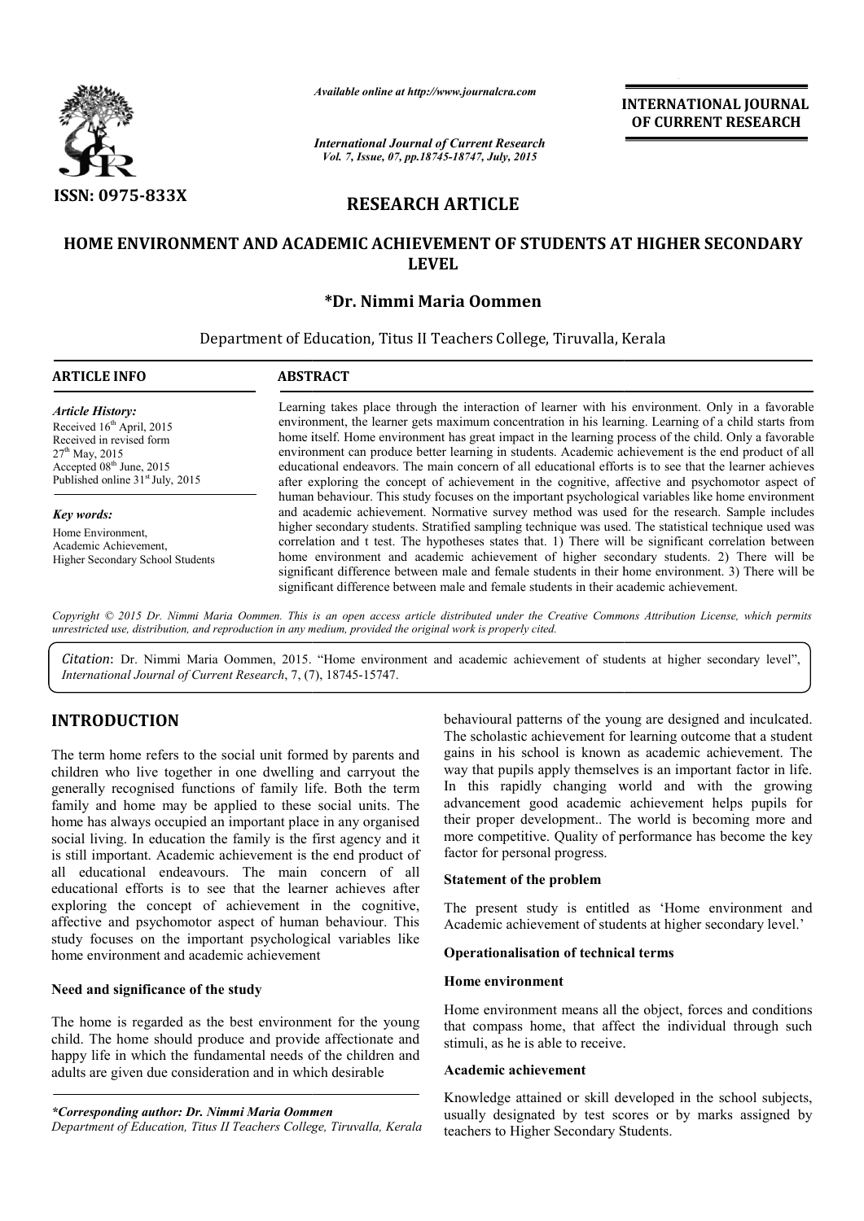# HOME ENVIRONMENT AND ACADEMIC ACHIEVEMENT OF STUDENTS AT HIGHER SECONDARY LEVEL

**\*Dr. Nimmi Maria Oommen**

Department of Education, Titus II Teachers College, Tiruvalla, Kerala

**ARTICLE INFO**

*Article History:*

Received 16th April, 2015
Received in revised form
27th May, 2015
Accepted 08th June, 2015
Published online 31st July, 2015

*Key words:*

Home Environment,
Academic Achievement,
Higher Secondary School Students

**ABSTRACT**

Learning takes place through the interaction of learner with his environment. Only in a favorable environment, the learner gets maximum concentration in his learning. Learning of a child starts from home itself. Home environment has great impact in the learning process of the child. Only a favorable environment can produce better learning in students. Academic achievement is the end product of all educational endeavors. The main concern of all educational efforts is to see that the learner achieves after exploring the concept of achievement in the cognitive, affective and psychomotor aspect of human behaviour. This study focuses on the important psychological variables like home environment and academic achievement. Normative survey method was used for the research. Sample includes higher secondary students. Stratified sampling technique was used. The statistical technique used was correlation and t test. The hypotheses states that. 1) There will be significant correlation between home environment and academic achievement of higher secondary students. 2) There will be significant difference between male and female students in their home environment. 3) There will be significant difference between male and female students in their academic achievement.

*Copyright © 2015 Dr. Nimmi Maria Oommen. This is an open access article distributed under the Creative Commons Attribution License, which permits unrestricted use, distribution, and reproduction in any medium, provided the original work is properly cited.*

*Citation*: Dr. Nimmi Maria Oommen, 2015. "Home environment and academic achievement of students at higher secondary level", *International Journal of Current Research*, 7, (7), 18745-15747.

## INTRODUCTION

The term home refers to the social unit formed by parents and children who live together in one dwelling and carryout the generally recognised functions of family life. Both the term family and home may be applied to these social units. The home has always occupied an important place in any organised social living. In education the family is the first agency and it is still important. Academic achievement is the end product of all educational endeavours. The main concern of all educational efforts is to see that the learner achieves after exploring the concept of achievement in the cognitive, affective and psychomotor aspect of human behaviour. This study focuses on the important psychological variables like home environment and academic achievement

### Need and significance of the study

The home is regarded as the best environment for the young child. The home should produce and provide affectionate and happy life in which the fundamental needs of the children and adults are given due consideration and in which desirable behavioural patterns of the young are designed and inculcated. The scholastic achievement for learning outcome that a student gains in his school is known as academic achievement. The way that pupils apply themselves is an important factor in life. In this rapidly changing world and with the growing advancement good academic achievement helps pupils for their proper development.. The world is becoming more and more competitive. Quality of performance has become the key factor for personal progress.

### Statement of the problem

The present study is entitled as 'Home environment and Academic achievement of students at higher secondary level.'

### Operationalisation of technical terms

#### Home environment

Home environment means all the object, forces and conditions that compass home, that affect the individual through such stimuli, as he is able to receive.

#### Academic achievement

Knowledge attained or skill developed in the school subjects, usually designated by test scores or by marks assigned by teachers to Higher Secondary Students.

*\*Corresponding author: Dr. Nimmi Maria Oommen*
*Department of Education, Titus II Teachers College, Tiruvalla, Kerala*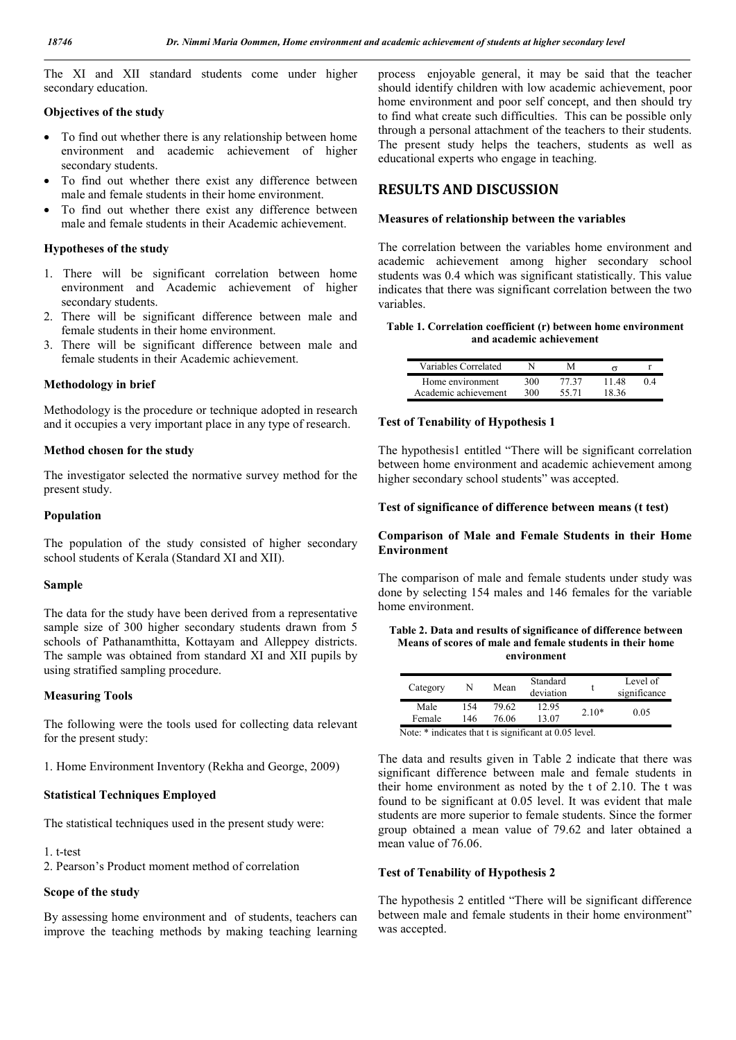The XI and XII standard students come under higher secondary education.

### Objectives of the study

- To find out whether there is any relationship between home environment and academic achievement of higher secondary students.
- To find out whether there exist any difference between male and female students in their home environment.
- To find out whether there exist any difference between male and female students in their Academic achievement.

### Hypotheses of the study

1. There will be significant correlation between home environment and Academic achievement of higher secondary students.
2. There will be significant difference between male and female students in their home environment.
3. There will be significant difference between male and female students in their Academic achievement.

### Methodology in brief

Methodology is the procedure or technique adopted in research and it occupies a very important place in any type of research.

### Method chosen for the study

The investigator selected the normative survey method for the present study.

### Population

The population of the study consisted of higher secondary school students of Kerala (Standard XI and XII).

### Sample

The data for the study have been derived from a representative sample size of 300 higher secondary students drawn from 5 schools of Pathanamthitta, Kottayam and Alleppey districts. The sample was obtained from standard XI and XII pupils by using stratified sampling procedure.

### Measuring Tools

The following were the tools used for collecting data relevant for the present study:

1. Home Environment Inventory (Rekha and George, 2009)

### Statistical Techniques Employed

The statistical techniques used in the present study were:

1. t-test
2. Pearson's Product moment method of correlation

### Scope of the study

By assessing home environment and of students, teachers can improve the teaching methods by making teaching learning process enjoyable general, it may be said that the teacher should identify children with low academic achievement, poor home environment and poor self concept, and then should try to find what create such difficulties. This can be possible only through a personal attachment of the teachers to their students. The present study helps the teachers, students as well as educational experts who engage in teaching.

## RESULTS AND DISCUSSION

### Measures of relationship between the variables

The correlation between the variables home environment and academic achievement among higher secondary school students was 0.4 which was significant statistically. This value indicates that there was significant correlation between the two variables.

**Table 1. Correlation coefficient (r) between home environment and academic achievement**

| Variables Correlated | N | M | σ | r |
|---|---|---|---|---|
| Home environment | 300 | 77.37 | 11.48 | 0.4 |
| Academic achievement | 300 | 55.71 | 18.36 | |

### Test of Tenability of Hypothesis 1

The hypothesis1 entitled "There will be significant correlation between home environment and academic achievement among higher secondary school students" was accepted.

### Test of significance of difference between means (t test)

### Comparison of Male and Female Students in their Home Environment

The comparison of male and female students under study was done by selecting 154 males and 146 females for the variable home environment.

**Table 2. Data and results of significance of difference between Means of scores of male and female students in their home environment**

| Category | N | Mean | Standard deviation | t | Level of significance |
|---|---|---|---|---|---|
| Male | 154 | 79.62 | 12.95 | 2.10* | 0.05 |
| Female | 146 | 76.06 | 13.07 | | |

Note: * indicates that t is significant at 0.05 level.

The data and results given in Table 2 indicate that there was significant difference between male and female students in their home environment as noted by the t of 2.10. The t was found to be significant at 0.05 level. It was evident that male students are more superior to female students. Since the former group obtained a mean value of 79.62 and later obtained a mean value of 76.06.

### Test of Tenability of Hypothesis 2

The hypothesis 2 entitled "There will be significant difference between male and female students in their home environment" was accepted.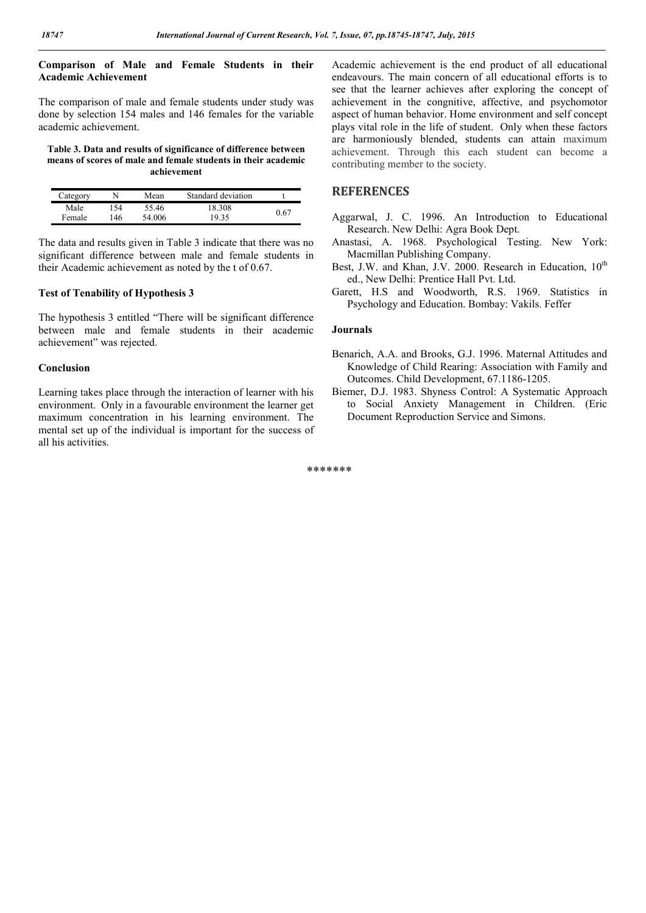### Comparison of Male and Female Students in their Academic Achievement

The comparison of male and female students under study was done by selection 154 males and 146 females for the variable academic achievement.

**Table 3. Data and results of significance of difference between means of scores of male and female students in their academic achievement**

| Category | N | Mean | Standard deviation | t |
|---|---|---|---|---|
| Male | 154 | 55.46 | 18.308 | 0.67 |
| Female | 146 | 54.006 | 19.35 | |

The data and results given in Table 3 indicate that there was no significant difference between male and female students in their Academic achievement as noted by the t of 0.67.

### Test of Tenability of Hypothesis 3

The hypothesis 3 entitled "There will be significant difference between male and female students in their academic achievement" was rejected.

### Conclusion

Learning takes place through the interaction of learner with his environment. Only in a favourable environment the learner get maximum concentration in his learning environment. The mental set up of the individual is important for the success of all his activities.

Academic achievement is the end product of all educational endeavours. The main concern of all educational efforts is to see that the learner achieves after exploring the concept of achievement in the congnitive, affective, and psychomotor aspect of human behavior. Home environment and self concept plays vital role in the life of student. Only when these factors are harmoniously blended, students can attain maximum achievement. Through this each student can become a contributing member to the society.

## REFERENCES

Aggarwal, J. C. 1996. An Introduction to Educational Research. New Delhi: Agra Book Dept.

Anastasi, A. 1968. Psychological Testing. New York: Macmillan Publishing Company.

Best, J.W. and Khan, J.V. 2000. Research in Education, 10th ed., New Delhi: Prentice Hall Pvt. Ltd.

Garett, H.S and Woodworth, R.S. 1969. Statistics in Psychology and Education. Bombay: Vakils. Feffer

### Journals

Benarich, A.A. and Brooks, G.J. 1996. Maternal Attitudes and Knowledge of Child Rearing: Association with Family and Outcomes. Child Development, 67.1186-1205.

Biemer, D.J. 1983. Shyness Control: A Systematic Approach to Social Anxiety Management in Children. (Eric Document Reproduction Service and Simons.

*******